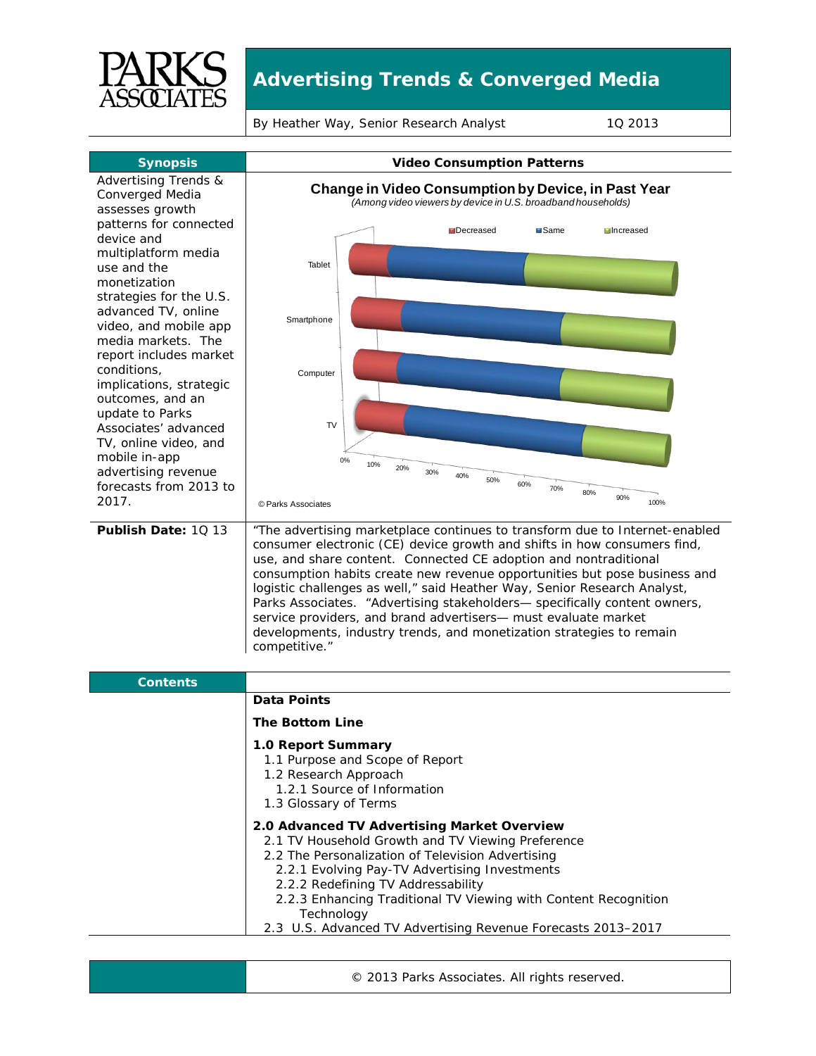# Advertising Trends & Converged Media

By Heather Way, Senior Research Analyst | 1Q 2013

## Synopsis

Advertising Trends & Converged Media assesses growth patterns for connected device and multiplatform media use and the monetization strategies for the U.S. advanced TV, online video, and mobile app media markets. The report includes market conditions, implications, strategic outcomes, and an update to Parks Associates' advanced TV, online video, and mobile in-app advertising revenue forecasts from 2013 to 2017.

## Video Consumption Patterns

**Change in Video Consumption by Device, in Past Year**

*(Among video viewers by device in U.S. broadband households)*

Decreased | Same | Increased

Tablet, Smartphone, Computer, TV

0% 10% 20% 30% 40% 50% 60% 70% 80% 90% 100%

© Parks Associates

**Publish Date:** 1Q 13

"The advertising marketplace continues to transform due to Internet-enabled consumer electronic (CE) device growth and shifts in how consumers find, use, and share content. Connected CE adoption and nontraditional consumption habits create new revenue opportunities but pose business and logistic challenges as well," said Heather Way, Senior Research Analyst, Parks Associates. "Advertising stakeholders— specifically content owners, service providers, and brand advertisers— must evaluate market developments, industry trends, and monetization strategies to remain competitive."

## Contents

**Data Points**

**The Bottom Line**

**1.0 Report Summary**
- 1.1 Purpose and Scope of Report
- 1.2 Research Approach
  - 1.2.1 Source of Information
- 1.3 Glossary of Terms

**2.0 Advanced TV Advertising Market Overview**
- 2.1 TV Household Growth and TV Viewing Preference
- 2.2 The Personalization of Television Advertising
  - 2.2.1 Evolving Pay-TV Advertising Investments
  - 2.2.2 Redefining TV Addressability
  - 2.2.3 Enhancing Traditional TV Viewing with Content Recognition Technology
- 2.3 U.S. Advanced TV Advertising Revenue Forecasts 2013–2017

© 2013 Parks Associates. All rights reserved.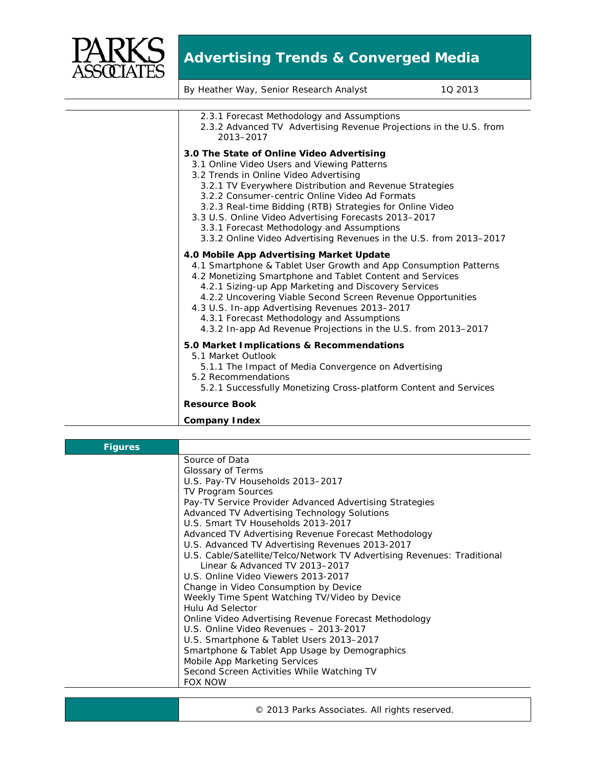2.3.1 Forecast Methodology and Assumptions
2.3.2 Advanced TV Advertising Revenue Projections in the U.S. from 2013–2017

**3.0 The State of Online Video Advertising**

- 3.1 Online Video Users and Viewing Patterns
- 3.2 Trends in Online Video Advertising
  - 3.2.1 TV Everywhere Distribution and Revenue Strategies
  - 3.2.2 Consumer-centric Online Video Ad Formats
  - 3.2.3 Real-time Bidding (RTB) Strategies for Online Video
- 3.3 U.S. Online Video Advertising Forecasts 2013–2017
  - 3.3.1 Forecast Methodology and Assumptions
  - 3.3.2 Online Video Advertising Revenues in the U.S. from 2013–2017

**4.0 Mobile App Advertising Market Update**

- 4.1 Smartphone & Tablet User Growth and App Consumption Patterns
- 4.2 Monetizing Smartphone and Tablet Content and Services
  - 4.2.1 Sizing-up App Marketing and Discovery Services
  - 4.2.2 Uncovering Viable Second Screen Revenue Opportunities
- 4.3 U.S. In-app Advertising Revenues 2013–2017
  - 4.3.1 Forecast Methodology and Assumptions
  - 4.3.2 In-app Ad Revenue Projections in the U.S. from 2013–2017

**5.0 Market Implications & Recommendations**

- 5.1 Market Outlook
  - 5.1.1 The Impact of Media Convergence on Advertising
- 5.2 Recommendations
  - 5.2.1 Successfully Monetizing Cross-platform Content and Services

**Resource Book**

**Company Index**

## Figures

- Source of Data
- Glossary of Terms
- U.S. Pay-TV Households 2013–2017
- TV Program Sources
- Pay-TV Service Provider Advanced Advertising Strategies
- Advanced TV Advertising Technology Solutions
- U.S. Smart TV Households 2013-2017
- Advanced TV Advertising Revenue Forecast Methodology
- U.S. Advanced TV Advertising Revenues 2013-2017
- U.S. Cable/Satellite/Telco/Network TV Advertising Revenues: Traditional Linear & Advanced TV 2013–2017
- U.S. Online Video Viewers 2013-2017
- Change in Video Consumption by Device
- Weekly Time Spent Watching TV/Video by Device
- Hulu Ad Selector
- Online Video Advertising Revenue Forecast Methodology
- U.S. Online Video Revenues – 2013-2017
- U.S. Smartphone & Tablet Users 2013–2017
- Smartphone & Tablet App Usage by Demographics
- Mobile App Marketing Services
- Second Screen Activities While Watching TV
- FOX NOW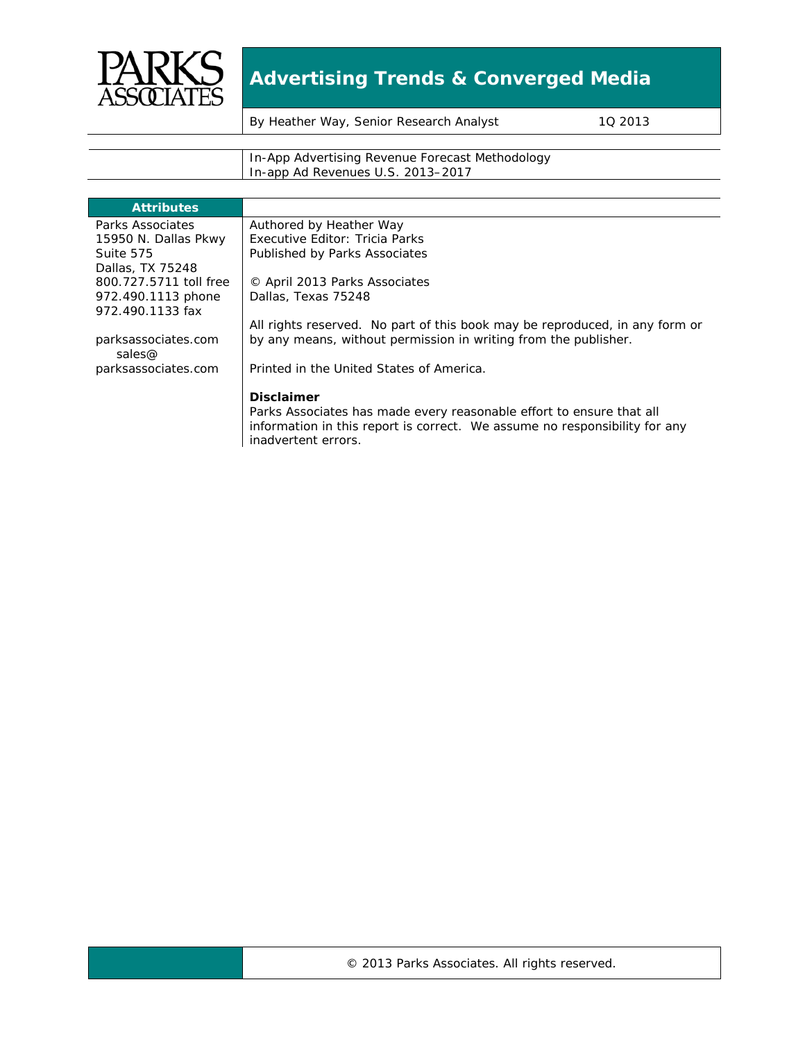PARKS ASSOCIATES

# Advertising Trends & Converged Media

By Heather Way, Senior Research Analyst 1Q 2013

In-App Advertising Revenue Forecast Methodology
In-app Ad Revenues U.S. 2013–2017

| Attributes | |
|---|---|
| Parks Associates<br>15950 N. Dallas Pkwy<br>Suite 575<br>Dallas, TX 75248<br>800.727.5711 toll free<br>972.490.1113 phone<br>972.490.1133 fax<br><br>parksassociates.com<br>sales@<br>parksassociates.com | Authored by Heather Way<br>Executive Editor: Tricia Parks<br>Published by Parks Associates<br><br>© April 2013 Parks Associates<br>Dallas, Texas 75248<br><br>All rights reserved. No part of this book may be reproduced, in any form or by any means, without permission in writing from the publisher.<br><br>Printed in the United States of America.<br><br>**Disclaimer**<br>Parks Associates has made every reasonable effort to ensure that all information in this report is correct. We assume no responsibility for any inadvertent errors. |